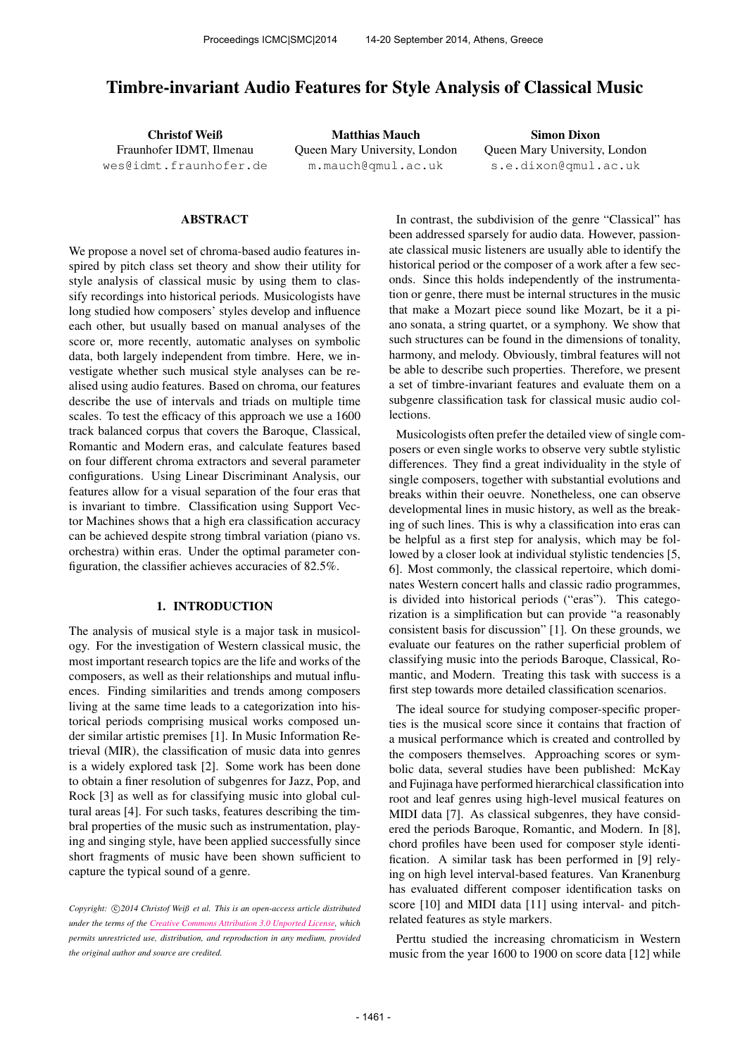# Timbre-invariant Audio Features for Style Analysis of Classical Music

**Christof Weiß**
Fraunhofer IDMT, Ilmenau
wes@idmt.fraunhofer.de

**Matthias Mauch**
Queen Mary University, London
m.mauch@qmul.ac.uk

**Simon Dixon**
Queen Mary University, London
s.e.dixon@qmul.ac.uk

## ABSTRACT

We propose a novel set of chroma-based audio features inspired by pitch class set theory and show their utility for style analysis of classical music by using them to classify recordings into historical periods. Musicologists have long studied how composers' styles develop and influence each other, but usually based on manual analyses of the score or, more recently, automatic analyses on symbolic data, both largely independent from timbre. Here, we investigate whether such musical style analyses can be realised using audio features. Based on chroma, our features describe the use of intervals and triads on multiple time scales. To test the efficacy of this approach we use a 1600 track balanced corpus that covers the Baroque, Classical, Romantic and Modern eras, and calculate features based on four different chroma extractors and several parameter configurations. Using Linear Discriminant Analysis, our features allow for a visual separation of the four eras that is invariant to timbre. Classification using Support Vector Machines shows that a high era classification accuracy can be achieved despite strong timbral variation (piano vs. orchestra) within eras. Under the optimal parameter configuration, the classifier achieves accuracies of 82.5%.

## 1. INTRODUCTION

The analysis of musical style is a major task in musicology. For the investigation of Western classical music, the most important research topics are the life and works of the composers, as well as their relationships and mutual influences. Finding similarities and trends among composers living at the same time leads to a categorization into historical periods comprising musical works composed under similar artistic premises [1]. In Music Information Retrieval (MIR), the classification of music data into genres is a widely explored task [2]. Some work has been done to obtain a finer resolution of subgenres for Jazz, Pop, and Rock [3] as well as for classifying music into global cultural areas [4]. For such tasks, features describing the timbral properties of the music such as instrumentation, playing and singing style, have been applied successfully since short fragments of music have been shown sufficient to capture the typical sound of a genre.

*Copyright: ©2014 Christof Weiß et al. This is an open-access article distributed under the terms of the Creative Commons Attribution 3.0 Unported License, which permits unrestricted use, distribution, and reproduction in any medium, provided the original author and source are credited.*

In contrast, the subdivision of the genre "Classical" has been addressed sparsely for audio data. However, passionate classical music listeners are usually able to identify the historical period or the composer of a work after a few seconds. Since this holds independently of the instrumentation or genre, there must be internal structures in the music that make a Mozart piece sound like Mozart, be it a piano sonata, a string quartet, or a symphony. We show that such structures can be found in the dimensions of tonality, harmony, and melody. Obviously, timbral features will not be able to describe such properties. Therefore, we present a set of timbre-invariant features and evaluate them on a subgenre classification task for classical music audio collections.

Musicologists often prefer the detailed view of single composers or even single works to observe very subtle stylistic differences. They find a great individuality in the style of single composers, together with substantial evolutions and breaks within their oeuvre. Nonetheless, one can observe developmental lines in music history, as well as the breaking of such lines. This is why a classification into eras can be helpful as a first step for analysis, which may be followed by a closer look at individual stylistic tendencies [5, 6]. Most commonly, the classical repertoire, which dominates Western concert halls and classic radio programmes, is divided into historical periods ("eras"). This categorization is a simplification but can provide "a reasonably consistent basis for discussion" [1]. On these grounds, we evaluate our features on the rather superficial problem of classifying music into the periods Baroque, Classical, Romantic, and Modern. Treating this task with success is a first step towards more detailed classification scenarios.

The ideal source for studying composer-specific properties is the musical score since it contains that fraction of a musical performance which is created and controlled by the composers themselves. Approaching scores or symbolic data, several studies have been published: McKay and Fujinaga have performed hierarchical classification into root and leaf genres using high-level musical features on MIDI data [7]. As classical subgenres, they have considered the periods Baroque, Romantic, and Modern. In [8], chord profiles have been used for composer style identification. A similar task has been performed in [9] relying on high level interval-based features. Van Kranenburg has evaluated different composer identification tasks on score [10] and MIDI data [11] using interval- and pitch-related features as style markers.

Perttu studied the increasing chromaticism in Western music from the year 1600 to 1900 on score data [12] while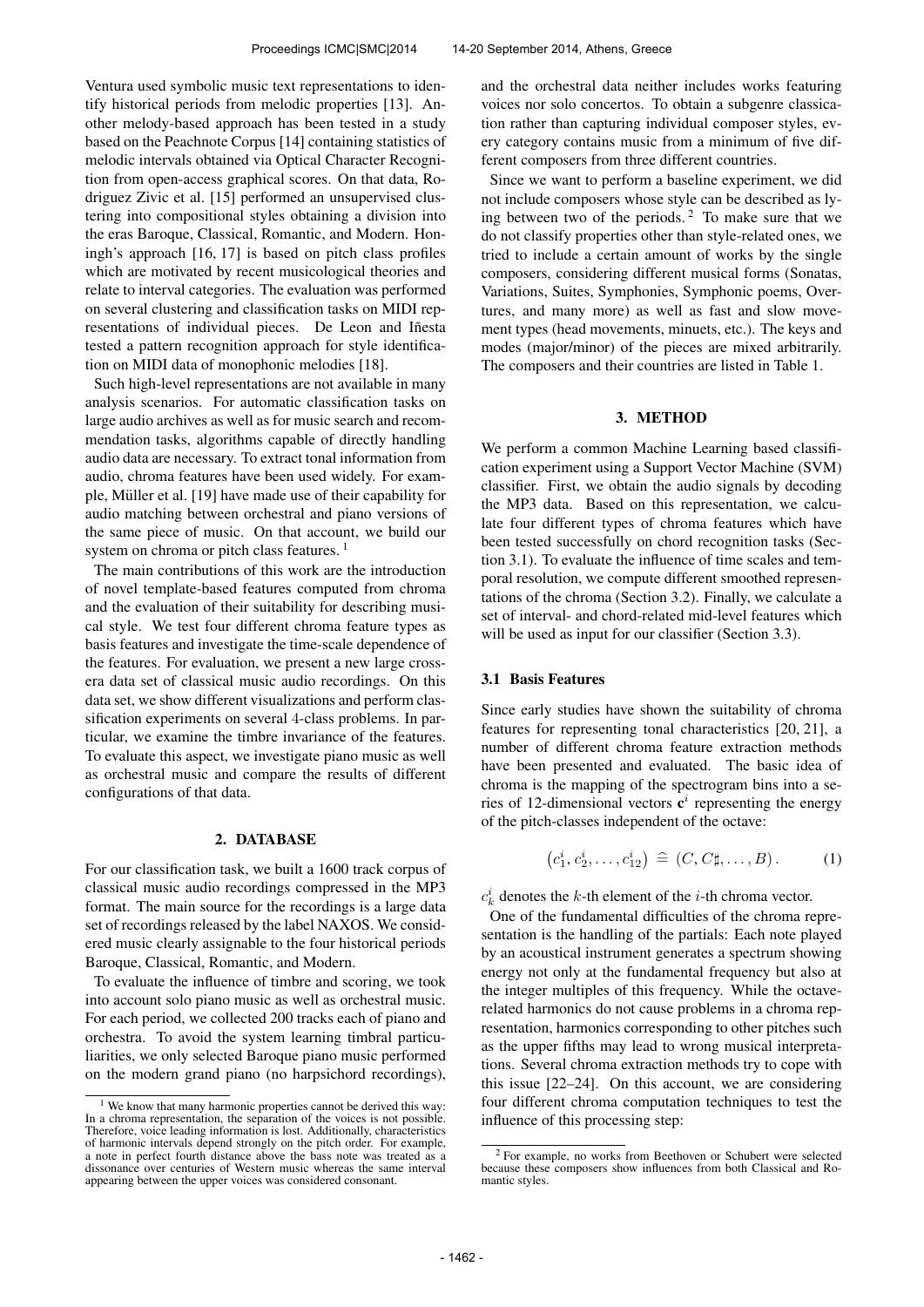Ventura used symbolic music text representations to identify historical periods from melodic properties [13]. Another melody-based approach has been tested in a study based on the Peachnote Corpus [14] containing statistics of melodic intervals obtained via Optical Character Recognition from open-access graphical scores. On that data, Rodriguez Zivic et al. [15] performed an unsupervised clustering into compositional styles obtaining a division into the eras Baroque, Classical, Romantic, and Modern. Honingh's approach [16, 17] is based on pitch class profiles which are motivated by recent musicological theories and relate to interval categories. The evaluation was performed on several clustering and classification tasks on MIDI representations of individual pieces. De Leon and Iñesta tested a pattern recognition approach for style identification on MIDI data of monophonic melodies [18].

Such high-level representations are not available in many analysis scenarios. For automatic classification tasks on large audio archives as well as for music search and recommendation tasks, algorithms capable of directly handling audio data are necessary. To extract tonal information from audio, chroma features have been used widely. For example, Müller et al. [19] have made use of their capability for audio matching between orchestral and piano versions of the same piece of music. On that account, we build our system on chroma or pitch class features. [1]

The main contributions of this work are the introduction of novel template-based features computed from chroma and the evaluation of their suitability for describing musical style. We test four different chroma feature types as basis features and investigate the time-scale dependence of the features. For evaluation, we present a new large cross-era data set of classical music audio recordings. On this data set, we show different visualizations and perform classification experiments on several 4-class problems. In particular, we examine the timbre invariance of the features. To evaluate this aspect, we investigate piano music as well as orchestral music and compare the results of different configurations of that data.

## 2. DATABASE

For our classification task, we built a 1600 track corpus of classical music audio recordings compressed in the MP3 format. The main source for the recordings is a large data set of recordings released by the label NAXOS. We considered music clearly assignable to the four historical periods Baroque, Classical, Romantic, and Modern.

To evaluate the influence of timbre and scoring, we took into account solo piano music as well as orchestral music. For each period, we collected 200 tracks each of piano and orchestra. To avoid the system learning timbral particuliarities, we only selected Baroque piano music performed on the modern grand piano (no harpsichord recordings), and the orchestral data neither includes works featuring voices nor solo concertos. To obtain a subgenre classication rather than capturing individual composer styles, every category contains music from a minimum of five different composers from three different countries.

Since we want to perform a baseline experiment, we did not include composers whose style can be described as lying between two of the periods. [2] To make sure that we do not classify properties other than style-related ones, we tried to include a certain amount of works by the single composers, considering different musical forms (Sonatas, Variations, Suites, Symphonies, Symphonic poems, Overtures, and many more) as well as fast and slow movement types (head movements, minuets, etc.). The keys and modes (major/minor) of the pieces are mixed arbitrarily. The composers and their countries are listed in Table 1.

## 3. METHOD

We perform a common Machine Learning based classification experiment using a Support Vector Machine (SVM) classifier. First, we obtain the audio signals by decoding the MP3 data. Based on this representation, we calculate four different types of chroma features which have been tested successfully on chord recognition tasks (Section 3.1). To evaluate the influence of time scales and temporal resolution, we compute different smoothed representations of the chroma (Section 3.2). Finally, we calculate a set of interval- and chord-related mid-level features which will be used as input for our classifier (Section 3.3).

### 3.1 Basis Features

Since early studies have shown the suitability of chroma features for representing tonal characteristics [20, 21], a number of different chroma feature extraction methods have been presented and evaluated. The basic idea of chroma is the mapping of the spectrogram bins into a series of 12-dimensional vectors $\mathbf{c}^i$ representing the energy of the pitch-classes independent of the octave:

$$\left(c_1^i, c_2^i, \ldots, c_{12}^i\right) \;\widehat{=}\; (C, C\sharp, \ldots, B)\,. \tag{1}$$

$c_k^i$ denotes the $k$-th element of the $i$-th chroma vector.

One of the fundamental difficulties of the chroma representation is the handling of the partials: Each note played by an acoustical instrument generates a spectrum showing energy not only at the fundamental frequency but also at the integer multiples of this frequency. While the octave-related harmonics do not cause problems in a chroma representation, harmonics corresponding to other pitches such as the upper fifths may lead to wrong musical interpretations. Several chroma extraction methods try to cope with this issue [22–24]. On this account, we are considering four different chroma computation techniques to test the influence of this processing step:

---

[1] We know that many harmonic properties cannot be derived this way: In a chroma representation, the separation of the voices is not possible. Therefore, voice leading information is lost. Additionally, characteristics of harmonic intervals depend strongly on the pitch order. For example, a note in perfect fourth distance above the bass note was treated as a dissonance over centuries of Western music whereas the same interval appearing between the upper voices was considered consonant.

[2] For example, no works from Beethoven or Schubert were selected because these composers show influences from both Classical and Romantic styles.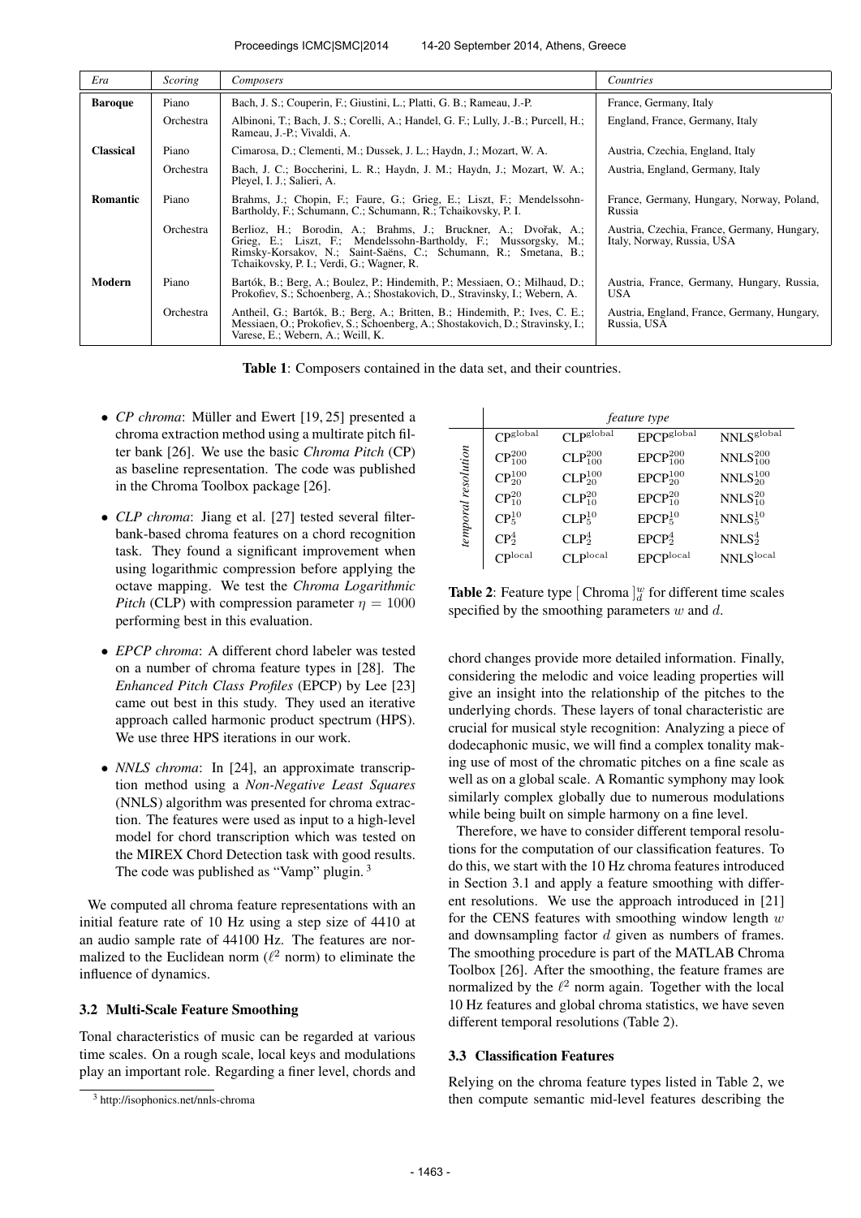| *Era* | *Scoring* | *Composers* | *Countries* |
|---|---|---|---|
| **Baroque** | Piano | Bach, J. S.; Couperin, F.; Giustini, L.; Platti, G. B.; Rameau, J.-P. | France, Germany, Italy |
| | Orchestra | Albinoni, T.; Bach, J. S.; Corelli, A.; Handel, G. F.; Lully, J.-B.; Purcell, H.; Rameau, J.-P.; Vivaldi, A. | England, France, Germany, Italy |
| **Classical** | Piano | Cimarosa, D.; Clementi, M.; Dussek, J. L.; Haydn, J.; Mozart, W. A. | Austria, Czechia, England, Italy |
| | Orchestra | Bach, J. C.; Boccherini, L. R.; Haydn, J. M.; Haydn, J.; Mozart, W. A.; Pleyel, I. J.; Salieri, A. | Austria, England, Germany, Italy |
| **Romantic** | Piano | Brahms, J.; Chopin, F.; Faure, G.; Grieg, E.; Liszt, F.; Mendelssohn-Bartholdy, F.; Schumann, C.; Schumann, R.; Tchaikovsky, P. I. | France, Germany, Hungary, Norway, Poland, Russia |
| | Orchestra | Berlioz, H.; Borodin, A.; Brahms, J.; Bruckner, A.; Dvořak, A.; Grieg, E.; Liszt, F.; Mendelssohn-Bartholdy, F.; Mussorgsky, M.; Rimsky-Korsakov, N.; Saint-Saëns, C.; Schumann, R.; Smetana, B.; Tchaikovsky, P. I.; Verdi, G.; Wagner, R. | Austria, Czechia, France, Germany, Hungary, Italy, Norway, Russia, USA |
| **Modern** | Piano | Bartók, B.; Berg, A.; Boulez, P.; Hindemith, P.; Messiaen, O.; Milhaud, D.; Prokofiev, S.; Schoenberg, A.; Shostakovich, D.; Stravinsky, I.; Webern, A. | Austria, France, Germany, Hungary, Russia, USA |
| | Orchestra | Antheil, G.; Bartók, B.; Berg, A.; Britten, B.; Hindemith, P.; Ives, C. E.; Messiaen, O.; Prokofiev, S.; Schoenberg, A.; Shostakovich, D.; Stravinsky, I.; Varese, E.; Webern, A.; Weill, K. | Austria, England, France, Germany, Hungary, Russia, USA |

**Table 1**: Composers contained in the data set, and their countries.

- *CP chroma*: Müller and Ewert [19, 25] presented a chroma extraction method using a multirate pitch filter bank [26]. We use the basic *Chroma Pitch* (CP) as baseline representation. The code was published in the Chroma Toolbox package [26].
- *CLP chroma*: Jiang et al. [27] tested several filter-bank-based chroma features on a chord recognition task. They found a significant improvement when using logarithmic compression before applying the octave mapping. We test the *Chroma Logarithmic Pitch* (CLP) with compression parameter $\eta = 1000$ performing best in this evaluation.
- *EPCP chroma*: A different chord labeler was tested on a number of chroma feature types in [28]. The *Enhanced Pitch Class Profiles* (EPCP) by Lee [23] came out best in this study. They used an iterative approach called harmonic product spectrum (HPS). We use three HPS iterations in our work.
- *NNLS chroma*: In [24], an approximate transcription method using a *Non-Negative Least Squares* (NNLS) algorithm was presented for chroma extraction. The features were used as input to a high-level model for chord transcription which was tested on the MIREX Chord Detection task with good results. The code was published as "Vamp" plugin. [3]

We computed all chroma feature representations with an initial feature rate of 10 Hz using a step size of 4410 at an audio sample rate of 44100 Hz. The features are normalized to the Euclidean norm ($\ell^2$ norm) to eliminate the influence of dynamics.

### 3.2 Multi-Scale Feature Smoothing

Tonal characteristics of music can be regarded at various time scales. On a rough scale, local keys and modulations play an important role. Regarding a finer level, chords and chord changes provide more detailed information. Finally, considering the melodic and voice leading properties will give an insight into the relationship of the pitches to the underlying chords. These layers of tonal characteristic are crucial for musical style recognition: Analyzing a piece of dodecaphonic music, we will find a complex tonality making use of most of the chromatic pitches on a fine scale as well as on a global scale. A Romantic symphony may look similarly complex globally due to numerous modulations while being built on simple harmony on a fine level.

[3] http://isophonics.net/nnls-chroma

| | *feature type* | | | |
|---|---|---|---|---|
| *temporal resolution* | $\mathrm{CP}^{\mathrm{global}}$ | $\mathrm{CLP}^{\mathrm{global}}$ | $\mathrm{EPCP}^{\mathrm{global}}$ | $\mathrm{NNLS}^{\mathrm{global}}$ |
| | $\mathrm{CP}^{200}_{100}$ | $\mathrm{CLP}^{200}_{100}$ | $\mathrm{EPCP}^{200}_{100}$ | $\mathrm{NNLS}^{200}_{100}$ |
| | $\mathrm{CP}^{100}_{20}$ | $\mathrm{CLP}^{100}_{20}$ | $\mathrm{EPCP}^{100}_{20}$ | $\mathrm{NNLS}^{100}_{20}$ |
| | $\mathrm{CP}^{20}_{10}$ | $\mathrm{CLP}^{20}_{10}$ | $\mathrm{EPCP}^{20}_{10}$ | $\mathrm{NNLS}^{20}_{10}$ |
| | $\mathrm{CP}^{10}_{5}$ | $\mathrm{CLP}^{10}_{5}$ | $\mathrm{EPCP}^{10}_{5}$ | $\mathrm{NNLS}^{10}_{5}$ |
| | $\mathrm{CP}^{4}_{2}$ | $\mathrm{CLP}^{4}_{2}$ | $\mathrm{EPCP}^{4}_{2}$ | $\mathrm{NNLS}^{4}_{2}$ |
| | $\mathrm{CP}^{\mathrm{local}}$ | $\mathrm{CLP}^{\mathrm{local}}$ | $\mathrm{EPCP}^{\mathrm{local}}$ | $\mathrm{NNLS}^{\mathrm{local}}$ |

**Table 2**: Feature type $[\,\mathrm{Chroma}\,]^{w}_{d}$ for different time scales specified by the smoothing parameters $w$ and $d$.

Therefore, we have to consider different temporal resolutions for the computation of our classification features. To do this, we start with the 10 Hz chroma features introduced in Section 3.1 and apply a feature smoothing with different resolutions. We use the approach introduced in [21] for the CENS features with smoothing window length $w$ and downsampling factor $d$ given as numbers of frames. The smoothing procedure is part of the MATLAB Chroma Toolbox [26]. After the smoothing, the feature frames are normalized by the $\ell^2$ norm again. Together with the local 10 Hz features and global chroma statistics, we have seven different temporal resolutions (Table 2).

### 3.3 Classification Features

Relying on the chroma feature types listed in Table 2, we then compute semantic mid-level features describing the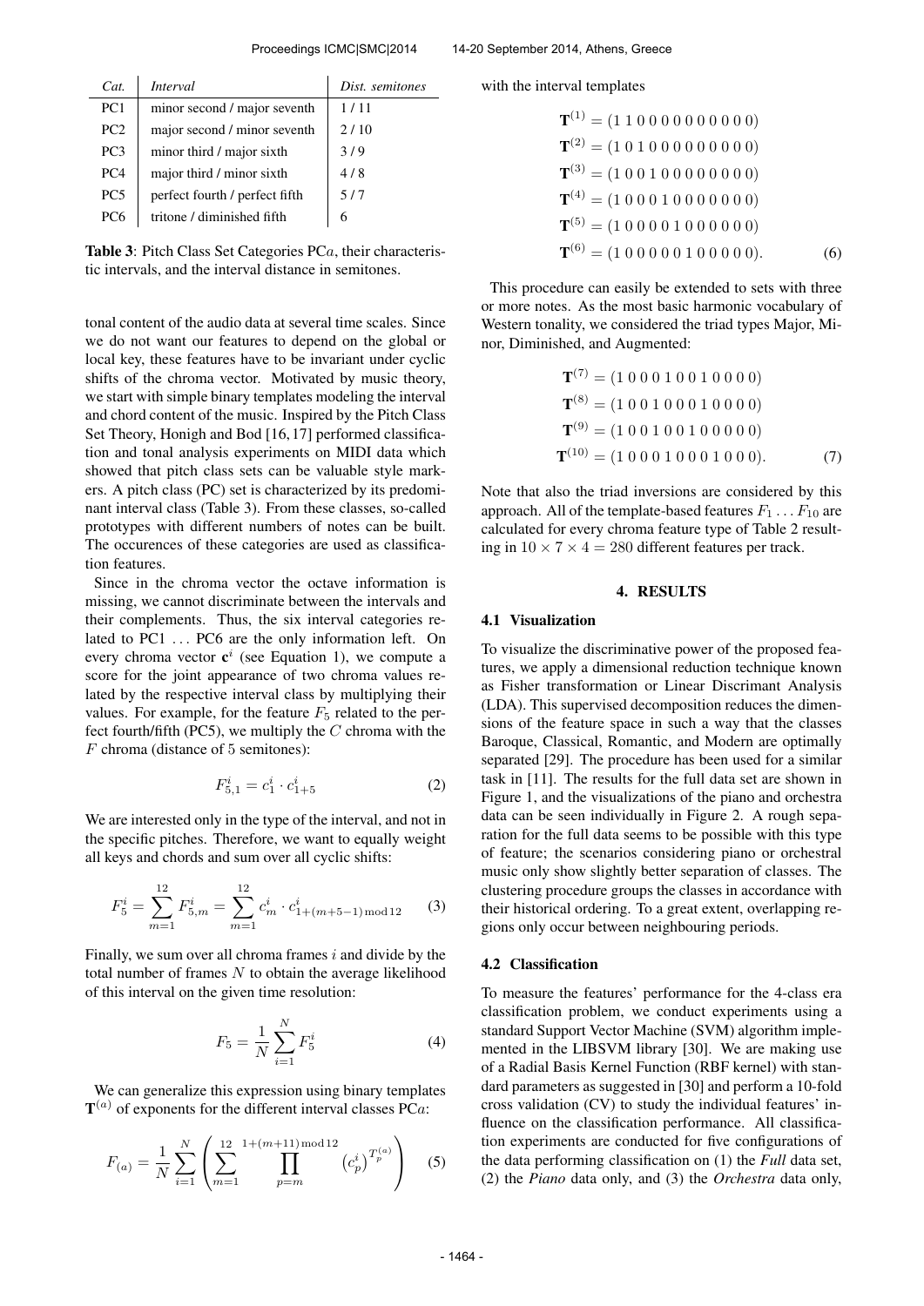| *Cat.* | *Interval* | *Dist. semitones* |
|---|---|---|
| PC1 | minor second / major seventh | 1 / 11 |
| PC2 | major second / minor seventh | 2 / 10 |
| PC3 | minor third / major sixth | 3 / 9 |
| PC4 | major third / minor sixth | 4 / 8 |
| PC5 | perfect fourth / perfect fifth | 5 / 7 |
| PC6 | tritone / diminished fifth | 6 |

**Table 3**: Pitch Class Set Categories PC$a$, their characteristic intervals, and the interval distance in semitones.

tonal content of the audio data at several time scales. Since we do not want our features to depend on the global or local key, these features have to be invariant under cyclic shifts of the chroma vector. Motivated by music theory, we start with simple binary templates modeling the interval and chord content of the music. Inspired by the Pitch Class Set Theory, Honigh and Bod [16, 17] performed classification and tonal analysis experiments on MIDI data which showed that pitch class sets can be valuable style markers. A pitch class (PC) set is characterized by its predominant interval class (Table 3). From these classes, so-called prototypes with different numbers of notes can be built. The occurences of these categories are used as classification features.

Since in the chroma vector the octave information is missing, we cannot discriminate between the intervals and their complements. Thus, the six interval categories related to PC1 ... PC6 are the only information left. On every chroma vector $\mathbf{c}^i$ (see Equation 1), we compute a score for the joint appearance of two chroma values related by the respective interval class by multiplying their values. For example, for the feature $F_5$ related to the perfect fourth/fifth (PC5), we multiply the $C$ chroma with the $F$ chroma (distance of 5 semitones):

$$F_{5,1}^i = c_1^i \cdot c_{1+5}^i \tag{2}$$

We are interested only in the type of the interval, and not in the specific pitches. Therefore, we want to equally weight all keys and chords and sum over all cyclic shifts:

$$F_5^i = \sum_{m=1}^{12} F_{5,m}^i = \sum_{m=1}^{12} c_m^i \cdot c_{1+(m+5-1) \bmod 12}^i \tag{3}$$

Finally, we sum over all chroma frames $i$ and divide by the total number of frames $N$ to obtain the average likelihood of this interval on the given time resolution:

$$F_5 = \frac{1}{N} \sum_{i=1}^{N} F_5^i \tag{4}$$

We can generalize this expression using binary templates $\mathbf{T}^{(a)}$ of exponents for the different interval classes PC$a$:

$$F_{(a)} = \frac{1}{N} \sum_{i=1}^{N} \left( \sum_{m=1}^{12} \prod_{p=m}^{1+(m+11) \bmod 12} \left(c_p^i\right)^{T_p^{(a)}} \right) \tag{5}$$

with the interval templates

$$
\begin{aligned}
\mathbf{T}^{(1)} &= (1\,1\,0\,0\,0\,0\,0\,0\,0\,0\,0\,0)\\
\mathbf{T}^{(2)} &= (1\,0\,1\,0\,0\,0\,0\,0\,0\,0\,0\,0)\\
\mathbf{T}^{(3)} &= (1\,0\,0\,1\,0\,0\,0\,0\,0\,0\,0\,0)\\
\mathbf{T}^{(4)} &= (1\,0\,0\,0\,1\,0\,0\,0\,0\,0\,0\,0)\\
\mathbf{T}^{(5)} &= (1\,0\,0\,0\,0\,1\,0\,0\,0\,0\,0\,0)\\
\mathbf{T}^{(6)} &= (1\,0\,0\,0\,0\,0\,1\,0\,0\,0\,0\,0).
\end{aligned} \tag{6}
$$

This procedure can easily be extended to sets with three or more notes. As the most basic harmonic vocabulary of Western tonality, we considered the triad types Major, Minor, Diminished, and Augmented:

$$
\begin{aligned}
\mathbf{T}^{(7)} &= (1\,0\,0\,0\,1\,0\,0\,1\,0\,0\,0\,0)\\
\mathbf{T}^{(8)} &= (1\,0\,0\,1\,0\,0\,0\,1\,0\,0\,0\,0)\\
\mathbf{T}^{(9)} &= (1\,0\,0\,1\,0\,0\,1\,0\,0\,0\,0\,0)\\
\mathbf{T}^{(10)} &= (1\,0\,0\,0\,1\,0\,0\,0\,1\,0\,0\,0).
\end{aligned} \tag{7}
$$

Note that also the triad inversions are considered by this approach. All of the template-based features $F_1 \ldots F_{10}$ are calculated for every chroma feature type of Table 2 resulting in $10 \times 7 \times 4 = 280$ different features per track.

## 4. RESULTS

### 4.1 Visualization

To visualize the discriminative power of the proposed features, we apply a dimensional reduction technique known as Fisher transformation or Linear Discrimant Analysis (LDA). This supervised decomposition reduces the dimensions of the feature space in such a way that the classes Baroque, Classical, Romantic, and Modern are optimally separated [29]. The procedure has been used for a similar task in [11]. The results for the full data set are shown in Figure 1, and the visualizations of the piano and orchestra data can be seen individually in Figure 2. A rough separation for the full data seems to be possible with this type of feature; the scenarios considering piano or orchestral music only show slightly better separation of classes. The clustering procedure groups the classes in accordance with their historical ordering. To a great extent, overlapping regions only occur between neighbouring periods.

### 4.2 Classification

To measure the features' performance for the 4-class era classification problem, we conduct experiments using a standard Support Vector Machine (SVM) algorithm implemented in the LIBSVM library [30]. We are making use of a Radial Basis Kernel Function (RBF kernel) with standard parameters as suggested in [30] and perform a 10-fold cross validation (CV) to study the individual features' influence on the classification performance. All classification experiments are conducted for five configurations of the data performing classification on (1) the *Full* data set, (2) the *Piano* data only, and (3) the *Orchestra* data only,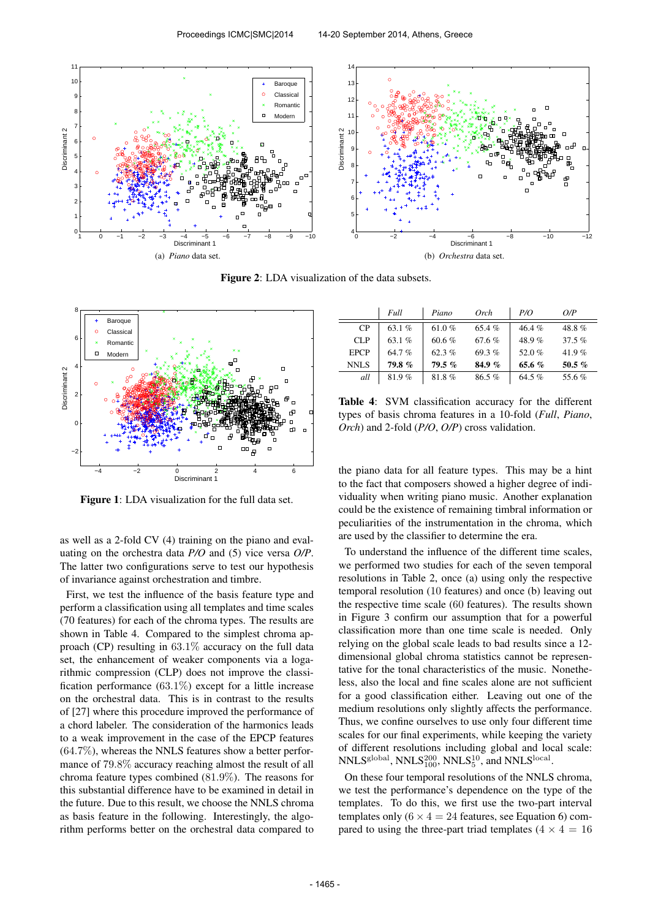Figure 2: LDA visualization of the data subsets.

(a) *Piano* data set.

(b) *Orchestra* data set.

Figure 1: LDA visualization for the full data set.

as well as a 2-fold CV (4) training on the piano and evaluating on the orchestra data *P/O* and (5) vice versa *O/P*. The latter two configurations serve to test our hypothesis of invariance against orchestration and timbre.

First, we test the influence of the basis feature type and perform a classification using all templates and time scales (70 features) for each of the chroma types. The results are shown in Table 4. Compared to the simplest chroma approach (CP) resulting in $63.1\%$ accuracy on the full data set, the enhancement of weaker components via a logarithmic compression (CLP) does not improve the classification performance ($63.1\%$) except for a little increase on the orchestral data. This is in contrast to the results of [27] where this procedure improved the performance of a chord labeler. The consideration of the harmonics leads to a weak improvement in the case of the EPCP features ($64.7\%$), whereas the NNLS features show a better performance of $79.8\%$ accuracy reaching almost the result of all chroma feature types combined ($81.9\%$). The reasons for this substantial difference have to be examined in detail in the future. Due to this result, we choose the NNLS chroma as basis feature in the following. Interestingly, the algorithm performs better on the orchestral data compared to

| | *Full* | *Piano* | *Orch* | *P/O* | *O/P* |
|---|---|---|---|---|---|
| CP | 63.1 % | 61.0 % | 65.4 % | 46.4 % | 48.8 % |
| CLP | 63.1 % | 60.6 % | 67.6 % | 48.9 % | 37.5 % |
| EPCP | 64.7 % | 62.3 % | 69.3 % | 52.0 % | 41.9 % |
| NNLS | **79.8 %** | **79.5 %** | **84.9 %** | **65.6 %** | **50.5 %** |
| *all* | 81.9 % | 81.8 % | 86.5 % | 64.5 % | 55.6 % |

**Table 4**: SVM classification accuracy for the different types of basis chroma features in a 10-fold (*Full*, *Piano*, *Orch*) and 2-fold (*P/O*, *O/P*) cross validation.

the piano data for all feature types. This may be a hint to the fact that composers showed a higher degree of individuality when writing piano music. Another explanation could be the existence of remaining timbral information or peculiarities of the instrumentation in the chroma, which are used by the classifier to determine the era.

To understand the influence of the different time scales, we performed two studies for each of the seven temporal resolutions in Table 2, once (a) using only the respective temporal resolution (10 features) and once (b) leaving out the respective time scale (60 features). The results shown in Figure 3 confirm our assumption that for a powerful classification more than one time scale is needed. Only relying on the global scale leads to bad results since a 12-dimensional global chroma statistics cannot be representative for the tonal characteristics of the music. Nonetheless, also the local and fine scales alone are not sufficient for a good classification either. Leaving out one of the medium resolutions only slightly affects the performance. Thus, we confine ourselves to use only four different time scales for our final experiments, while keeping the variety of different resolutions including global and local scale: $\mathrm{NNLS}^{\mathrm{global}}$, $\mathrm{NNLS}^{200}_{100}$, $\mathrm{NNLS}^{10}_{5}$, and $\mathrm{NNLS}^{\mathrm{local}}$.

On these four temporal resolutions of the NNLS chroma, we test the performance's dependence on the type of the templates. To do this, we first use the two-part interval templates only ($6 \times 4 = 24$ features, see Equation 6) compared to using the three-part triad templates ($4 \times 4 = 16$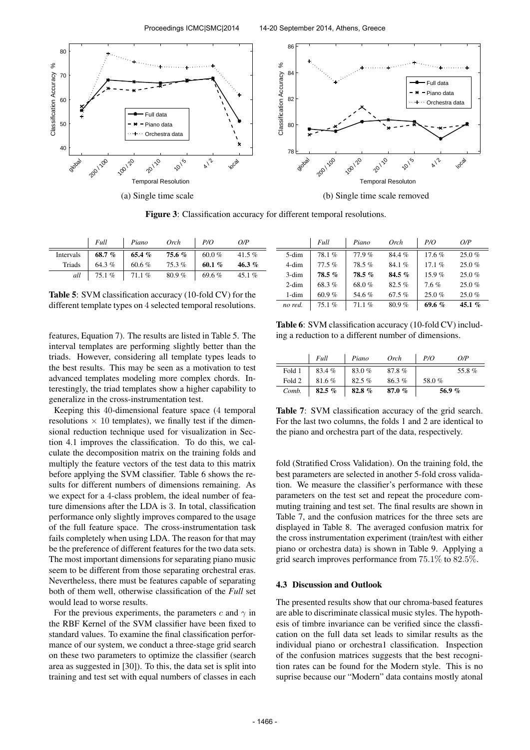Figure 3: Classification accuracy for different temporal resolutions. (a) Single time scale (b) Single time scale removed

|  | *Full* | *Piano* | *Orch* | *P/O* | *O/P* |
|---|---|---|---|---|---|
| Intervals | **68.7 %** | **65.4 %** | **75.6 %** | 60.0 % | 41.5 % |
| Triads | 64.3 % | 60.6 % | 75.3 % | **60.1 %** | **46.3 %** |
| *all* | 75.1 % | 71.1 % | 80.9 % | 69.6 % | 45.1 % |

**Table 5**: SVM classification accuracy (10-fold CV) for the different template types on 4 selected temporal resolutions.

features, Equation 7). The results are listed in Table 5. The interval templates are performing slightly better than the triads. However, considering all template types leads to the best results. This may be seen as a motivation to test advanced templates modeling more complex chords. Interestingly, the triad templates show a higher capability to generalize in the cross-instrumentation feature test.

Keeping this 40-dimensional feature space (4 temporal resolutions $\times$ 10 templates), we finally test if the dimensional reduction technique used for visualization in Section 4.1 improves the classification. To do this, we calculate the decomposition matrix on the training folds and multiply the feature vectors of the test data to this matrix before applying the SVM classifier. Table 6 shows the results for different numbers of dimensions remaining. As we expect for a 4-class problem, the ideal number of feature dimensions after the LDA is 3. In total, classification performance only slightly improves compared to the usage of the full feature space. The cross-instrumentation task fails completely when using LDA. The reason for that may be the preference of different features for the two data sets. The most important dimensions for separating piano music seem to be different from those separating orchestral eras. Nevertheless, there must be features capable of separating both of them well, otherwise classification of the *Full* set would lead to worse results.

For the previous experiments, the parameters $c$ and $\gamma$ in the RBF Kernel of the SVM classifier have been fixed to standard values. To examine the final classification performance of our system, we conduct a three-stage grid search on these two parameters to optimize the classifier (search area as suggested in [30]). To this, the data set is split into training and test set with equal numbers of classes in each

|  | *Full* | *Piano* | *Orch* | *P/O* | *O/P* |
|---|---|---|---|---|---|
| 5-dim | 78.1 % | 77.9 % | 84.4 % | 17.6 % | 25.0 % |
| 4-dim | 77.5 % | 78.5 % | 84.1 % | 17.1 % | 25.0 % |
| 3-dim | **78.5 %** | **78.5 %** | **84.5 %** | 15.9 % | 25.0 % |
| 2-dim | 68.3 % | 68.0 % | 82.5 % | 7.6 % | 25.0 % |
| 1-dim | 60.9 % | 54.6 % | 67.5 % | 25.0 % | 25.0 % |
| *no red.* | 75.1 % | 71.1 % | 80.9 % | **69.6 %** | **45.1 %** |

**Table 6**: SVM classification accuracy (10-fold CV) including a reduction to a different number of dimensions.

|  | *Full* | *Piano* | *Orch* | *P/O* | *O/P* |
|---|---|---|---|---|---|
| Fold 1 | 83.4 % | 83.0 % | 87.8 % |  | 55.8 % |
| Fold 2 | 81.6 % | 82.5 % | 86.3 % | 58.0 % |  |
| *Comb.* | **82.5 %** | **82.8 %** | **87.0 %** | **56.9 %** |  |

**Table 7**: SVM classification accuracy of the grid search. For the last two columns, the folds 1 and 2 are identical to the piano and orchestra part of the data, respectively.

fold (Stratified Cross Validation). On the training fold, the best parameters are selected in another 5-fold cross validation. We measure the classifier's performance with these parameters on the test set and repeat the procedure commuting training and test set. The final results are shown in Table 7, and the confusion matrices for the three sets are displayed in Table 8. The averaged confusion matrix for the cross instrumentation experiment (train/test with either piano or orchestra data) is shown in Table 9. Applying a grid search improves performance from 75.1% to 82.5%.

### 4.3 Discussion and Outlook

The presented results show that our chroma-based features are able to discriminate classical music styles. The hypothesis of timbre invariance can be verified since the classfication on the full data set leads to similar results as the individual piano or orchestra1 classification. Inspection of the confusion matrices suggests that the best recognition rates can be found for the Modern style. This is no suprise because our "Modern" data contains mostly atonal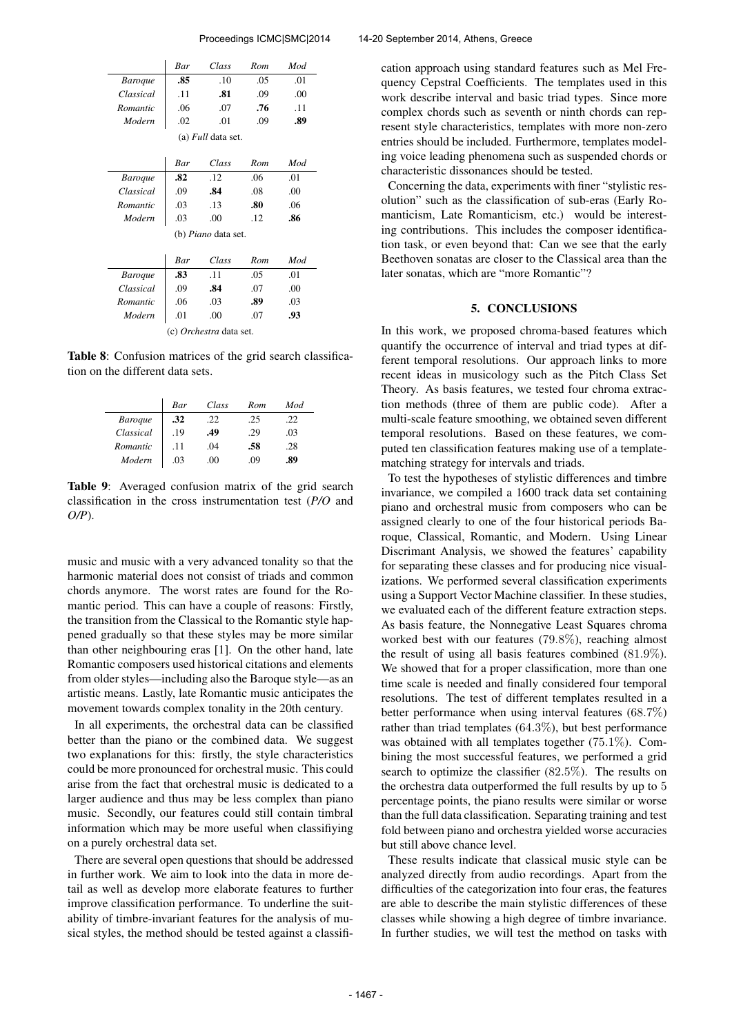| | *Bar* | *Class* | *Rom* | *Mod* |
|---|---|---|---|---|
| *Baroque* | **.85** | .10 | .05 | .01 |
| *Classical* | .11 | **.81** | .09 | .00 |
| *Romantic* | .06 | .07 | **.76** | .11 |
| *Modern* | .02 | .01 | .09 | **.89** |

(a) *Full* data set.

| | *Bar* | *Class* | *Rom* | *Mod* |
|---|---|---|---|---|
| *Baroque* | **.82** | .12 | .06 | .01 |
| *Classical* | .09 | **.84** | .08 | .00 |
| *Romantic* | .03 | .13 | **.80** | .06 |
| *Modern* | .03 | .00 | .12 | **.86** |

(b) *Piano* data set.

| | *Bar* | *Class* | *Rom* | *Mod* |
|---|---|---|---|---|
| *Baroque* | **.83** | .11 | .05 | .01 |
| *Classical* | .09 | **.84** | .07 | .00 |
| *Romantic* | .06 | .03 | **.89** | .03 |
| *Modern* | .01 | .00 | .07 | **.93** |

(c) *Orchestra* data set.

**Table 8**: Confusion matrices of the grid search classification on the different data sets.

| | *Bar* | *Class* | *Rom* | *Mod* |
|---|---|---|---|---|
| *Baroque* | **.32** | .22 | .25 | .22 |
| *Classical* | .19 | **.49** | .29 | .03 |
| *Romantic* | .11 | .04 | **.58** | .28 |
| *Modern* | .03 | .00 | .09 | **.89** |

**Table 9**: Averaged confusion matrix of the grid search classification in the cross instrumentation test (*P/O* and *O/P*).

music and music with a very advanced tonality so that the harmonic material does not consist of triads and common chords anymore. The worst rates are found for the Romantic period. This can have a couple of reasons: Firstly, the transition from the Classical to the Romantic style happened gradually so that these styles may be more similar than other neighbouring eras [1]. On the other hand, late Romantic composers used historical citations and elements from older styles—including also the Baroque style—as an artistic means. Lastly, late Romantic music anticipates the movement towards complex tonality in the 20th century.

In all experiments, the orchestral data can be classified better than the piano or the combined data. We suggest two explanations for this: firstly, the style characteristics could be more pronounced for orchestral music. This could arise from the fact that orchestral music is dedicated to a larger audience and thus may be less complex than piano music. Secondly, our features could still contain timbral information which may be more useful when classifiying on a purely orchestral data set.

There are several open questions that should be addressed in further work. We aim to look into the data in more detail as well as develop more elaborate features to further improve classification performance. To underline the suitability of timbre-invariant features for the analysis of musical styles, the method should be tested against a classification approach using standard features such as Mel Frequency Cepstral Coefficients. The templates used in this work describe interval and basic triad types. Since more complex chords such as seventh or ninth chords can represent style characteristics, templates with more non-zero entries should be included. Furthermore, templates modeling voice leading phenomena such as suspended chords or characteristic dissonances should be tested.

Concerning the data, experiments with finer "stylistic resolution" such as the classification of sub-eras (Early Romanticism, Late Romanticism, etc.) would be interesting contributions. This includes the composer identification task, or even beyond that: Can we see that the early Beethoven sonatas are closer to the Classical area than the later sonatas, which are "more Romantic"?

## 5. CONCLUSIONS

In this work, we proposed chroma-based features which quantify the occurrence of interval and triad types at different temporal resolutions. Our approach links to more recent ideas in musicology such as the Pitch Class Set Theory. As basis features, we tested four chroma extraction methods (three of them are public code). After a multi-scale feature smoothing, we obtained seven different temporal resolutions. Based on these features, we computed ten classification features making use of a template-matching strategy for intervals and triads.

To test the hypotheses of stylistic differences and timbre invariance, we compiled a 1600 track data set containing piano and orchestral music from composers who can be assigned clearly to one of the four historical periods Baroque, Classical, Romantic, and Modern. Using Linear Discrimant Analysis, we showed the features' capability for separating these classes and for producing nice visualizations. We performed several classification experiments using a Support Vector Machine classifier. In these studies, we evaluated each of the different feature extraction steps. As basis feature, the Nonnegative Least Squares chroma worked best with our features ($79.8\%$), reaching almost the result of using all basis features combined ($81.9\%$). We showed that for a proper classification, more than one time scale is needed and finally considered four temporal resolutions. The test of different templates resulted in a better performance when using interval features ($68.7\%$) rather than triad templates ($64.3\%$), but best performance was obtained with all templates together ($75.1\%$). Combining the most successful features, we performed a grid search to optimize the classifier ($82.5\%$). The results on the orchestra data outperformed the full results by up to $5$ percentage points, the piano results were similar or worse than the full data classification. Separating training and test fold between piano and orchestra yielded worse accuracies but still above chance level.

These results indicate that classical music style can be analyzed directly from audio recordings. Apart from the difficulties of the categorization into four eras, the features are able to describe the main stylistic differences of these classes while showing a high degree of timbre invariance. In further studies, we will test the method on tasks with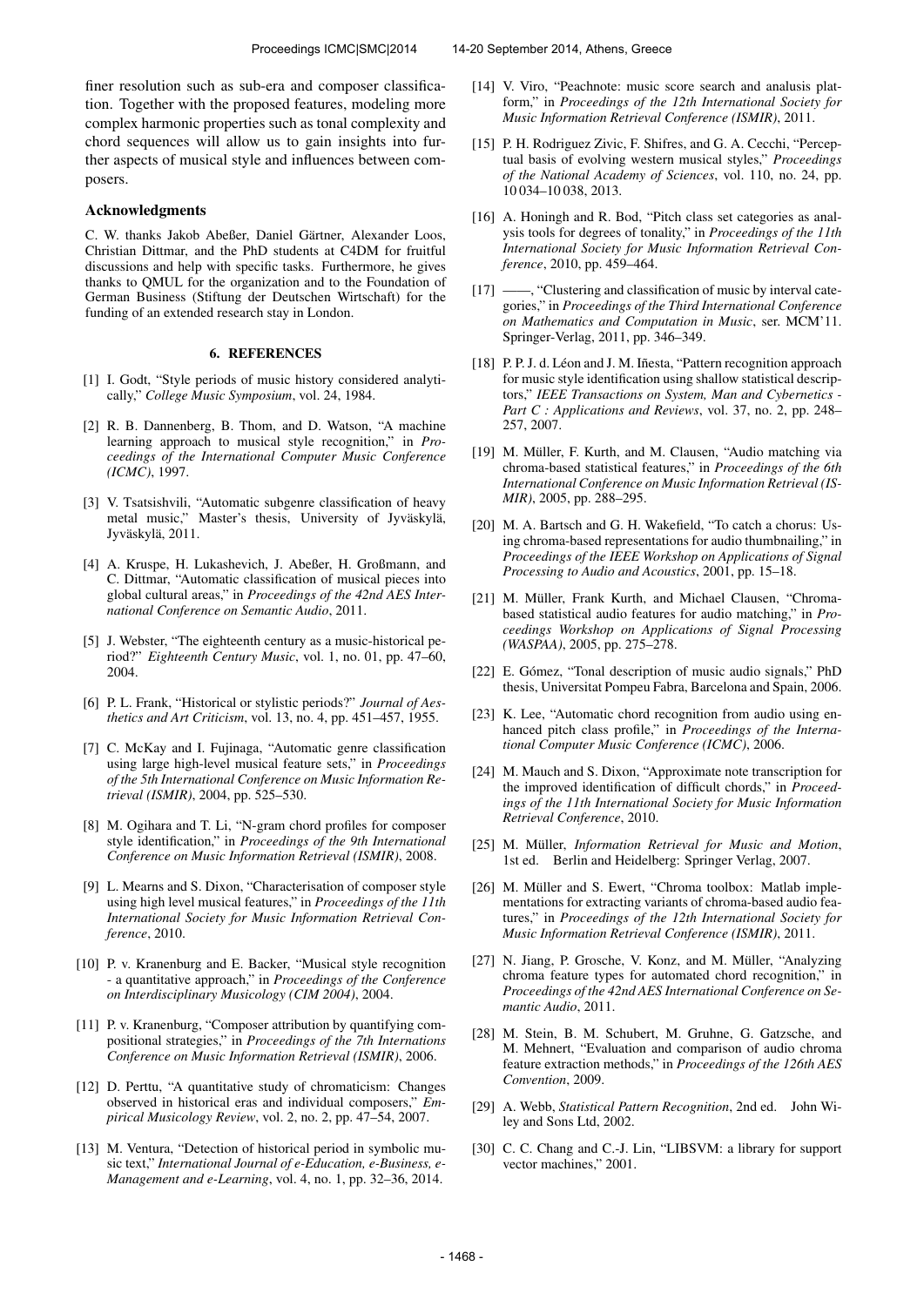finer resolution such as sub-era and composer classification. Together with the proposed features, modeling more complex harmonic properties such as tonal complexity and chord sequences will allow us to gain insights into further aspects of musical style and influences between composers.

### Acknowledgments

C. W. thanks Jakob Abeßer, Daniel Gärtner, Alexander Loos, Christian Dittmar, and the PhD students at C4DM for fruitful discussions and help with specific tasks. Furthermore, he gives thanks to QMUL for the organization and to the Foundation of German Business (Stiftung der Deutschen Wirtschaft) for the funding of an extended research stay in London.

## 6. REFERENCES

[1] I. Godt, "Style periods of music history considered analytically," *College Music Symposium*, vol. 24, 1984.

[2] R. B. Dannenberg, B. Thom, and D. Watson, "A machine learning approach to musical style recognition," in *Proceedings of the International Computer Music Conference (ICMC)*, 1997.

[3] V. Tsatsishvili, "Automatic subgenre classification of heavy metal music," Master's thesis, University of Jyväskylä, Jyväskylä, 2011.

[4] A. Kruspe, H. Lukashevich, J. Abeßer, H. Großmann, and C. Dittmar, "Automatic classification of musical pieces into global cultural areas," in *Proceedings of the 42nd AES International Conference on Semantic Audio*, 2011.

[5] J. Webster, "The eighteenth century as a music-historical period?" *Eighteenth Century Music*, vol. 1, no. 01, pp. 47–60, 2004.

[6] P. L. Frank, "Historical or stylistic periods?" *Journal of Aesthetics and Art Criticism*, vol. 13, no. 4, pp. 451–457, 1955.

[7] C. McKay and I. Fujinaga, "Automatic genre classification using large high-level musical feature sets," in *Proceedings of the 5th International Conference on Music Information Retrieval (ISMIR)*, 2004, pp. 525–530.

[8] M. Ogihara and T. Li, "N-gram chord profiles for composer style identification," in *Proceedings of the 9th International Conference on Music Information Retrieval (ISMIR)*, 2008.

[9] L. Mearns and S. Dixon, "Characterisation of composer style using high level musical features," in *Proceedings of the 11th International Society for Music Information Retrieval Conference*, 2010.

[10] P. v. Kranenburg and E. Backer, "Musical style recognition - a quantitative approach," in *Proceedings of the Conference on Interdisciplinary Musicology (CIM 2004)*, 2004.

[11] P. v. Kranenburg, "Composer attribution by quantifying compositional strategies," in *Proceedings of the 7th Internations Conference on Music Information Retrieval (ISMIR)*, 2006.

[12] D. Perttu, "A quantitative study of chromaticism: Changes observed in historical eras and individual composers," *Empirical Musicology Review*, vol. 2, no. 2, pp. 47–54, 2007.

[13] M. Ventura, "Detection of historical period in symbolic music text," *International Journal of e-Education, e-Business, e-Management and e-Learning*, vol. 4, no. 1, pp. 32–36, 2014.

[14] V. Viro, "Peachnote: music score search and analusis platform," in *Proceedings of the 12th International Society for Music Information Retrieval Conference (ISMIR)*, 2011.

[15] P. H. Rodriguez Zivic, F. Shifres, and G. A. Cecchi, "Perceptual basis of evolving western musical styles," *Proceedings of the National Academy of Sciences*, vol. 110, no. 24, pp. 10 034–10 038, 2013.

[16] A. Honingh and R. Bod, "Pitch class set categories as analysis tools for degrees of tonality," in *Proceedings of the 11th International Society for Music Information Retrieval Conference*, 2010, pp. 459–464.

[17] ——, "Clustering and classification of music by interval categories," in *Proceedings of the Third International Conference on Mathematics and Computation in Music*, ser. MCM'11. Springer-Verlag, 2011, pp. 346–349.

[18] P. P. J. d. Léon and J. M. Iñesta, "Pattern recognition approach for music style identification using shallow statistical descriptors," *IEEE Transactions on System, Man and Cybernetics - Part C : Applications and Reviews*, vol. 37, no. 2, pp. 248–257, 2007.

[19] M. Müller, F. Kurth, and M. Clausen, "Audio matching via chroma-based statistical features," in *Proceedings of the 6th International Conference on Music Information Retrieval (ISMIR)*, 2005, pp. 288–295.

[20] M. A. Bartsch and G. H. Wakefield, "To catch a chorus: Using chroma-based representations for audio thumbnailing," in *Proceedings of the IEEE Workshop on Applications of Signal Processing to Audio and Acoustics*, 2001, pp. 15–18.

[21] M. Müller, Frank Kurth, and Michael Clausen, "Chroma-based statistical audio features for audio matching," in *Proceedings Workshop on Applications of Signal Processing (WASPAA)*, 2005, pp. 275–278.

[22] E. Gómez, "Tonal description of music audio signals," PhD thesis, Universitat Pompeu Fabra, Barcelona and Spain, 2006.

[23] K. Lee, "Automatic chord recognition from audio using enhanced pitch class profile," in *Proceedings of the International Computer Music Conference (ICMC)*, 2006.

[24] M. Mauch and S. Dixon, "Approximate note transcription for the improved identification of difficult chords," in *Proceedings of the 11th International Society for Music Information Retrieval Conference*, 2010.

[25] M. Müller, *Information Retrieval for Music and Motion*, 1st ed. Berlin and Heidelberg: Springer Verlag, 2007.

[26] M. Müller and S. Ewert, "Chroma toolbox: Matlab implementations for extracting variants of chroma-based audio features," in *Proceedings of the 12th International Society for Music Information Retrieval Conference (ISMIR)*, 2011.

[27] N. Jiang, P. Grosche, V. Konz, and M. Müller, "Analyzing chroma feature types for automated chord recognition," in *Proceedings of the 42nd AES International Conference on Semantic Audio*, 2011.

[28] M. Stein, B. M. Schubert, M. Gruhne, G. Gatzsche, and M. Mehnert, "Evaluation and comparison of audio chroma feature extraction methods," in *Proceedings of the 126th AES Convention*, 2009.

[29] A. Webb, *Statistical Pattern Recognition*, 2nd ed. John Wiley and Sons Ltd, 2002.

[30] C. C. Chang and C.-J. Lin, "LIBSVM: a library for support vector machines," 2001.